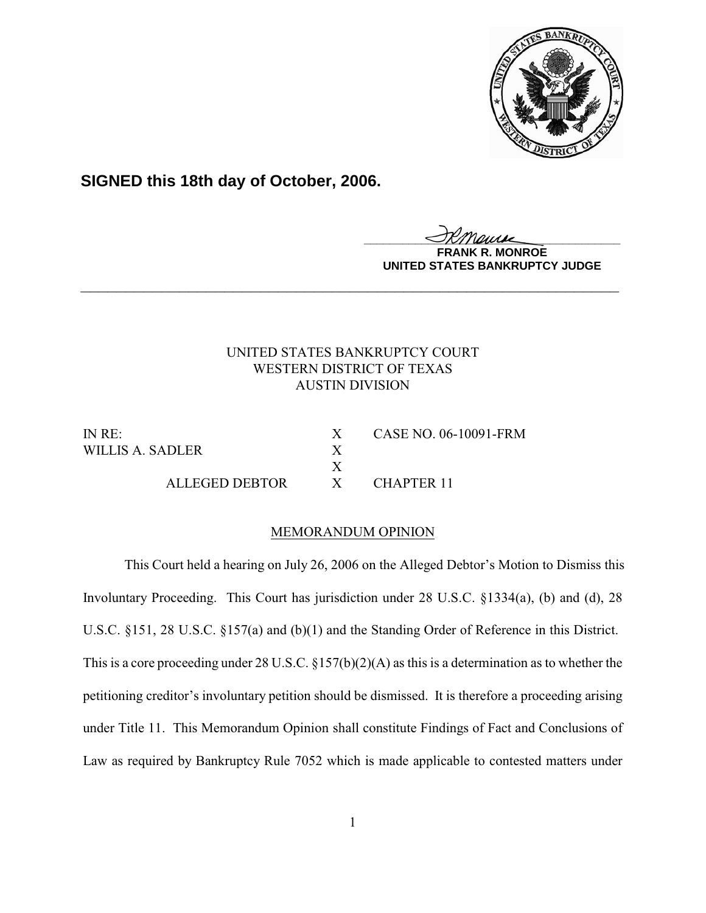**SIGNED this 18th day of October, 2006.**

**FRANK R. MONROE**
**UNITED STATES BANKRUPTCY JUDGE**

---

UNITED STATES BANKRUPTCY COURT
WESTERN DISTRICT OF TEXAS
AUSTIN DIVISION

| | | |
|---|---|---|
| IN RE: | X | CASE NO. 06-10091-FRM |
| WILLIS A. SADLER | X | |
| | X | |
| ALLEGED DEBTOR | X | CHAPTER 11 |

MEMORANDUM OPINION

This Court held a hearing on July 26, 2006 on the Alleged Debtor's Motion to Dismiss this Involuntary Proceeding. This Court has jurisdiction under 28 U.S.C. §1334(a), (b) and (d), 28 U.S.C. §151, 28 U.S.C. §157(a) and (b)(1) and the Standing Order of Reference in this District. This is a core proceeding under 28 U.S.C. §157(b)(2)(A) as this is a determination as to whether the petitioning creditor's involuntary petition should be dismissed. It is therefore a proceeding arising under Title 11. This Memorandum Opinion shall constitute Findings of Fact and Conclusions of Law as required by Bankruptcy Rule 7052 which is made applicable to contested matters under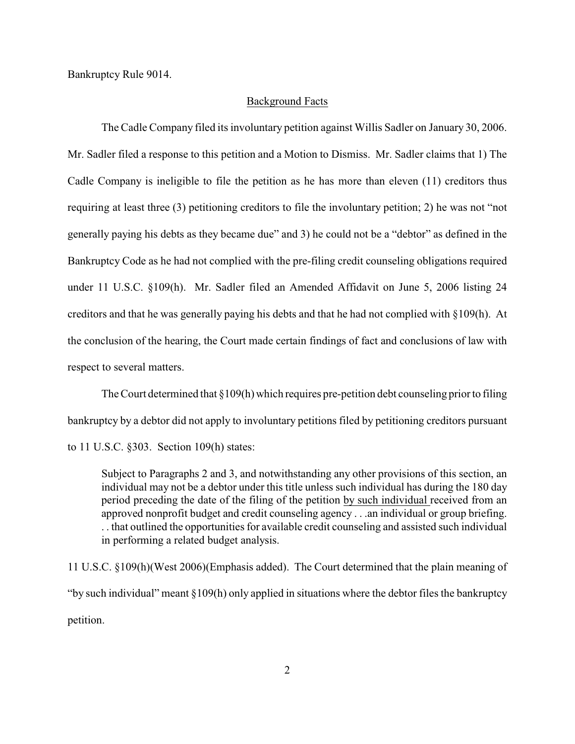Bankruptcy Rule 9014.

## Background Facts

The Cadle Company filed its involuntary petition against Willis Sadler on January 30, 2006. Mr. Sadler filed a response to this petition and a Motion to Dismiss. Mr. Sadler claims that 1) The Cadle Company is ineligible to file the petition as he has more than eleven (11) creditors thus requiring at least three (3) petitioning creditors to file the involuntary petition; 2) he was not "not generally paying his debts as they became due" and 3) he could not be a "debtor" as defined in the Bankruptcy Code as he had not complied with the pre-filing credit counseling obligations required under 11 U.S.C. §109(h). Mr. Sadler filed an Amended Affidavit on June 5, 2006 listing 24 creditors and that he was generally paying his debts and that he had not complied with §109(h). At the conclusion of the hearing, the Court made certain findings of fact and conclusions of law with respect to several matters.

The Court determined that §109(h) which requires pre-petition debt counseling prior to filing bankruptcy by a debtor did not apply to involuntary petitions filed by petitioning creditors pursuant to 11 U.S.C. §303. Section 109(h) states:

> Subject to Paragraphs 2 and 3, and notwithstanding any other provisions of this section, an individual may not be a debtor under this title unless such individual has during the 180 day period preceding the date of the filing of the petition <u>by such individual</u> received from an approved nonprofit budget and credit counseling agency . . .an individual or group briefing. . . that outlined the opportunities for available credit counseling and assisted such individual in performing a related budget analysis.

11 U.S.C. §109(h)(West 2006)(Emphasis added). The Court determined that the plain meaning of "by such individual" meant §109(h) only applied in situations where the debtor files the bankruptcy petition.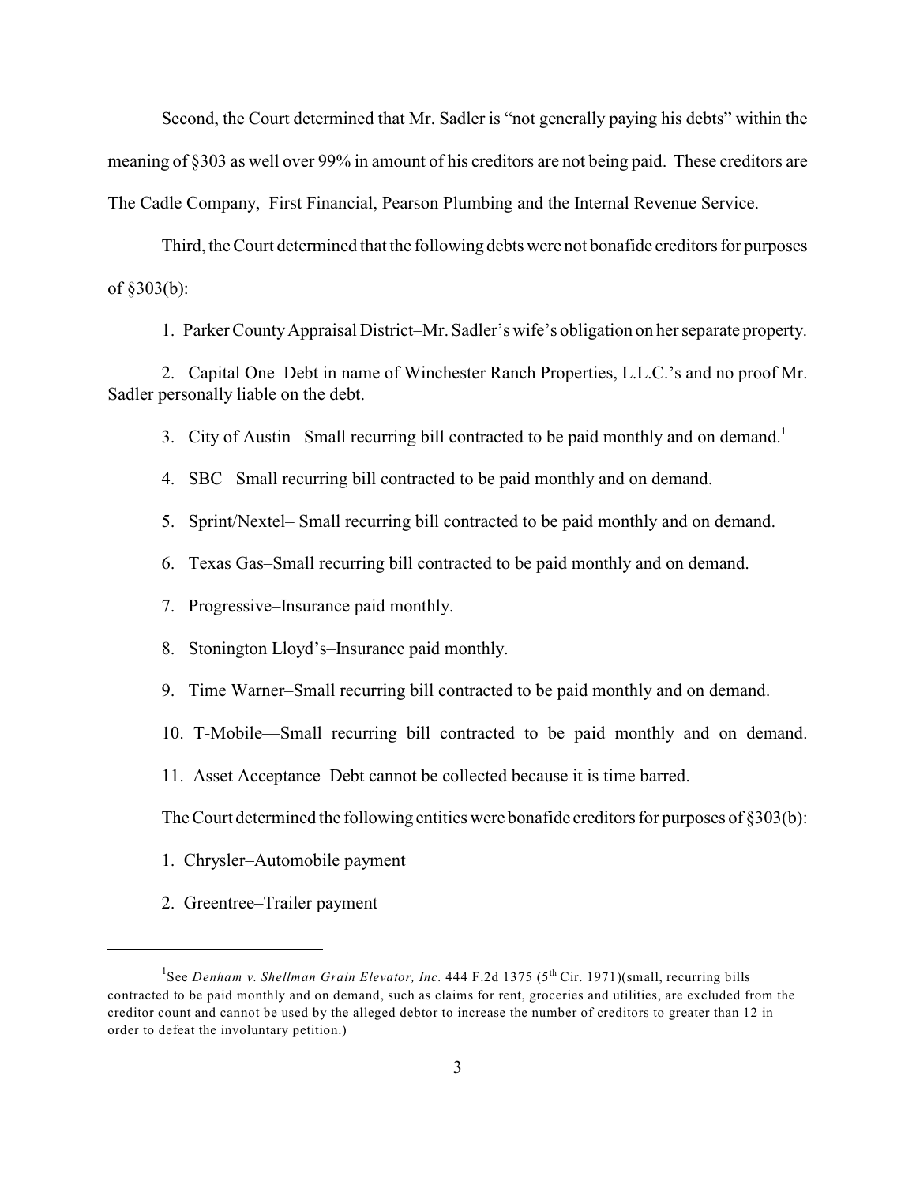Second, the Court determined that Mr. Sadler is "not generally paying his debts" within the meaning of §303 as well over 99% in amount of his creditors are not being paid. These creditors are The Cadle Company, First Financial, Pearson Plumbing and the Internal Revenue Service.

Third, the Court determined that the following debts were not bonafide creditors for purposes of §303(b):

1. Parker County Appraisal District–Mr. Sadler's wife's obligation on her separate property.

2. Capital One–Debt in name of Winchester Ranch Properties, L.L.C.'s and no proof Mr. Sadler personally liable on the debt.

3. City of Austin– Small recurring bill contracted to be paid monthly and on demand.[1]

4. SBC– Small recurring bill contracted to be paid monthly and on demand.

5. Sprint/Nextel– Small recurring bill contracted to be paid monthly and on demand.

6. Texas Gas–Small recurring bill contracted to be paid monthly and on demand.

7. Progressive–Insurance paid monthly.

8. Stonington Lloyd's–Insurance paid monthly.

9. Time Warner–Small recurring bill contracted to be paid monthly and on demand.

10. T-Mobile—Small recurring bill contracted to be paid monthly and on demand.

11. Asset Acceptance–Debt cannot be collected because it is time barred.

The Court determined the following entities were bonafide creditors for purposes of §303(b):

1. Chrysler–Automobile payment

2. Greentree–Trailer payment

---

[1] See *Denham v. Shellman Grain Elevator, Inc.* 444 F.2d 1375 (5th Cir. 1971)(small, recurring bills contracted to be paid monthly and on demand, such as claims for rent, groceries and utilities, are excluded from the creditor count and cannot be used by the alleged debtor to increase the number of creditors to greater than 12 in order to defeat the involuntary petition.)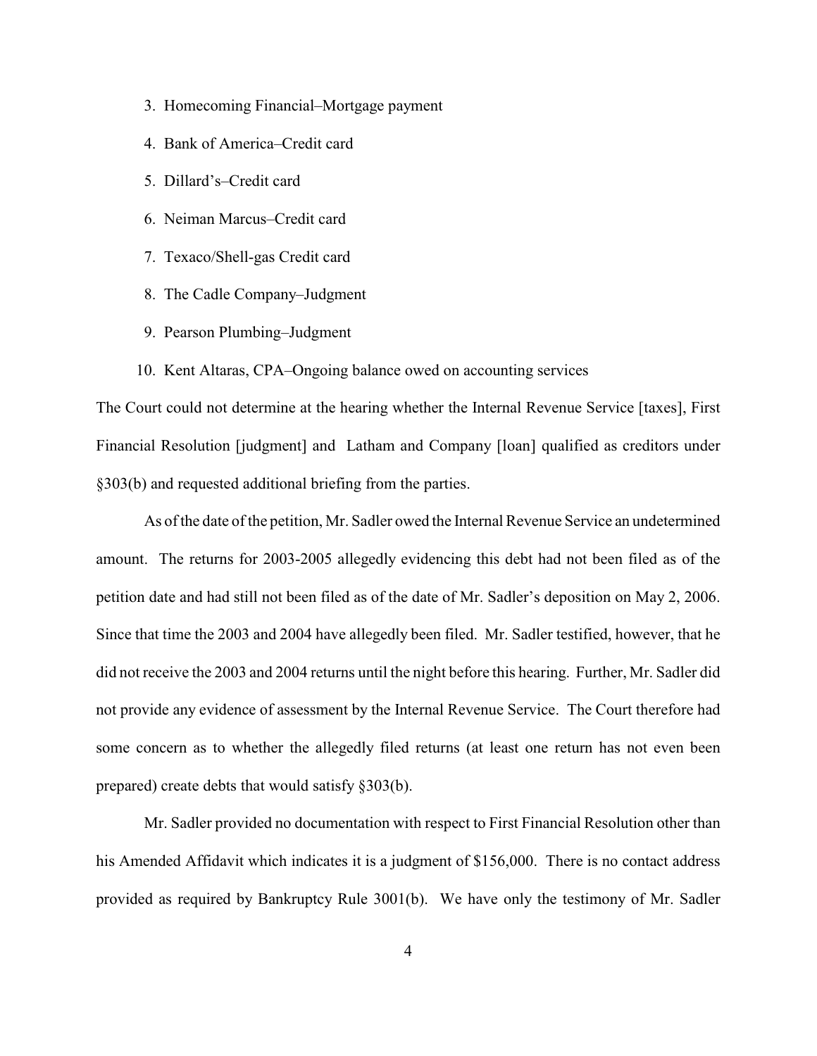3. Homecoming Financial–Mortgage payment
4. Bank of America–Credit card
5. Dillard's–Credit card
6. Neiman Marcus–Credit card
7. Texaco/Shell-gas Credit card
8. The Cadle Company–Judgment
9. Pearson Plumbing–Judgment
10. Kent Altaras, CPA–Ongoing balance owed on accounting services

The Court could not determine at the hearing whether the Internal Revenue Service [taxes], First Financial Resolution [judgment] and Latham and Company [loan] qualified as creditors under §303(b) and requested additional briefing from the parties.

As of the date of the petition, Mr. Sadler owed the Internal Revenue Service an undetermined amount. The returns for 2003-2005 allegedly evidencing this debt had not been filed as of the petition date and had still not been filed as of the date of Mr. Sadler's deposition on May 2, 2006. Since that time the 2003 and 2004 have allegedly been filed. Mr. Sadler testified, however, that he did not receive the 2003 and 2004 returns until the night before this hearing. Further, Mr. Sadler did not provide any evidence of assessment by the Internal Revenue Service. The Court therefore had some concern as to whether the allegedly filed returns (at least one return has not even been prepared) create debts that would satisfy §303(b).

Mr. Sadler provided no documentation with respect to First Financial Resolution other than his Amended Affidavit which indicates it is a judgment of $156,000. There is no contact address provided as required by Bankruptcy Rule 3001(b). We have only the testimony of Mr. Sadler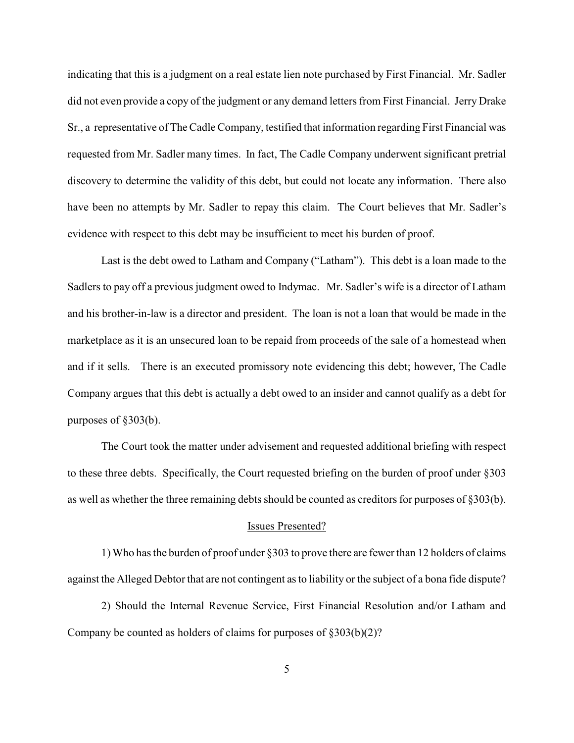indicating that this is a judgment on a real estate lien note purchased by First Financial. Mr. Sadler did not even provide a copy of the judgment or any demand letters from First Financial. Jerry Drake Sr., a representative of The Cadle Company, testified that information regarding First Financial was requested from Mr. Sadler many times. In fact, The Cadle Company underwent significant pretrial discovery to determine the validity of this debt, but could not locate any information. There also have been no attempts by Mr. Sadler to repay this claim. The Court believes that Mr. Sadler's evidence with respect to this debt may be insufficient to meet his burden of proof.

Last is the debt owed to Latham and Company ("Latham"). This debt is a loan made to the Sadlers to pay off a previous judgment owed to Indymac. Mr. Sadler's wife is a director of Latham and his brother-in-law is a director and president. The loan is not a loan that would be made in the marketplace as it is an unsecured loan to be repaid from proceeds of the sale of a homestead when and if it sells. There is an executed promissory note evidencing this debt; however, The Cadle Company argues that this debt is actually a debt owed to an insider and cannot qualify as a debt for purposes of §303(b).

The Court took the matter under advisement and requested additional briefing with respect to these three debts. Specifically, the Court requested briefing on the burden of proof under §303 as well as whether the three remaining debts should be counted as creditors for purposes of §303(b).

## Issues Presented?

1) Who has the burden of proof under §303 to prove there are fewer than 12 holders of claims against the Alleged Debtor that are not contingent as to liability or the subject of a bona fide dispute?

2) Should the Internal Revenue Service, First Financial Resolution and/or Latham and Company be counted as holders of claims for purposes of §303(b)(2)?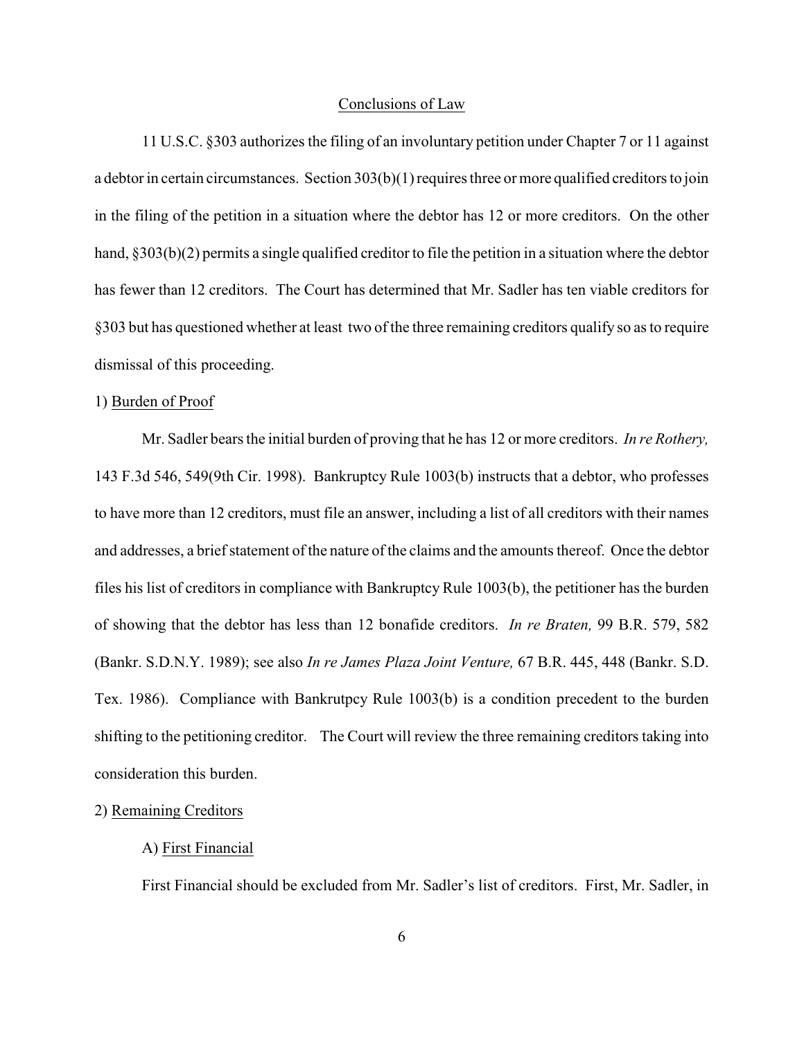Conclusions of Law

11 U.S.C. §303 authorizes the filing of an involuntary petition under Chapter 7 or 11 against a debtor in certain circumstances. Section 303(b)(1) requires three or more qualified creditors to join in the filing of the petition in a situation where the debtor has 12 or more creditors. On the other hand, §303(b)(2) permits a single qualified creditor to file the petition in a situation where the debtor has fewer than 12 creditors. The Court has determined that Mr. Sadler has ten viable creditors for §303 but has questioned whether at least two of the three remaining creditors qualify so as to require dismissal of this proceeding.

1) Burden of Proof

Mr. Sadler bears the initial burden of proving that he has 12 or more creditors. *In re Rothery,* 143 F.3d 546, 549(9th Cir. 1998). Bankruptcy Rule 1003(b) instructs that a debtor, who professes to have more than 12 creditors, must file an answer, including a list of all creditors with their names and addresses, a brief statement of the nature of the claims and the amounts thereof. Once the debtor files his list of creditors in compliance with Bankruptcy Rule 1003(b), the petitioner has the burden of showing that the debtor has less than 12 bonafide creditors. *In re Braten,* 99 B.R. 579, 582 (Bankr. S.D.N.Y. 1989); see also *In re James Plaza Joint Venture,* 67 B.R. 445, 448 (Bankr. S.D. Tex. 1986). Compliance with Bankrutpcy Rule 1003(b) is a condition precedent to the burden shifting to the petitioning creditor. The Court will review the three remaining creditors taking into consideration this burden.

2) Remaining Creditors

A) First Financial

First Financial should be excluded from Mr. Sadler's list of creditors. First, Mr. Sadler, in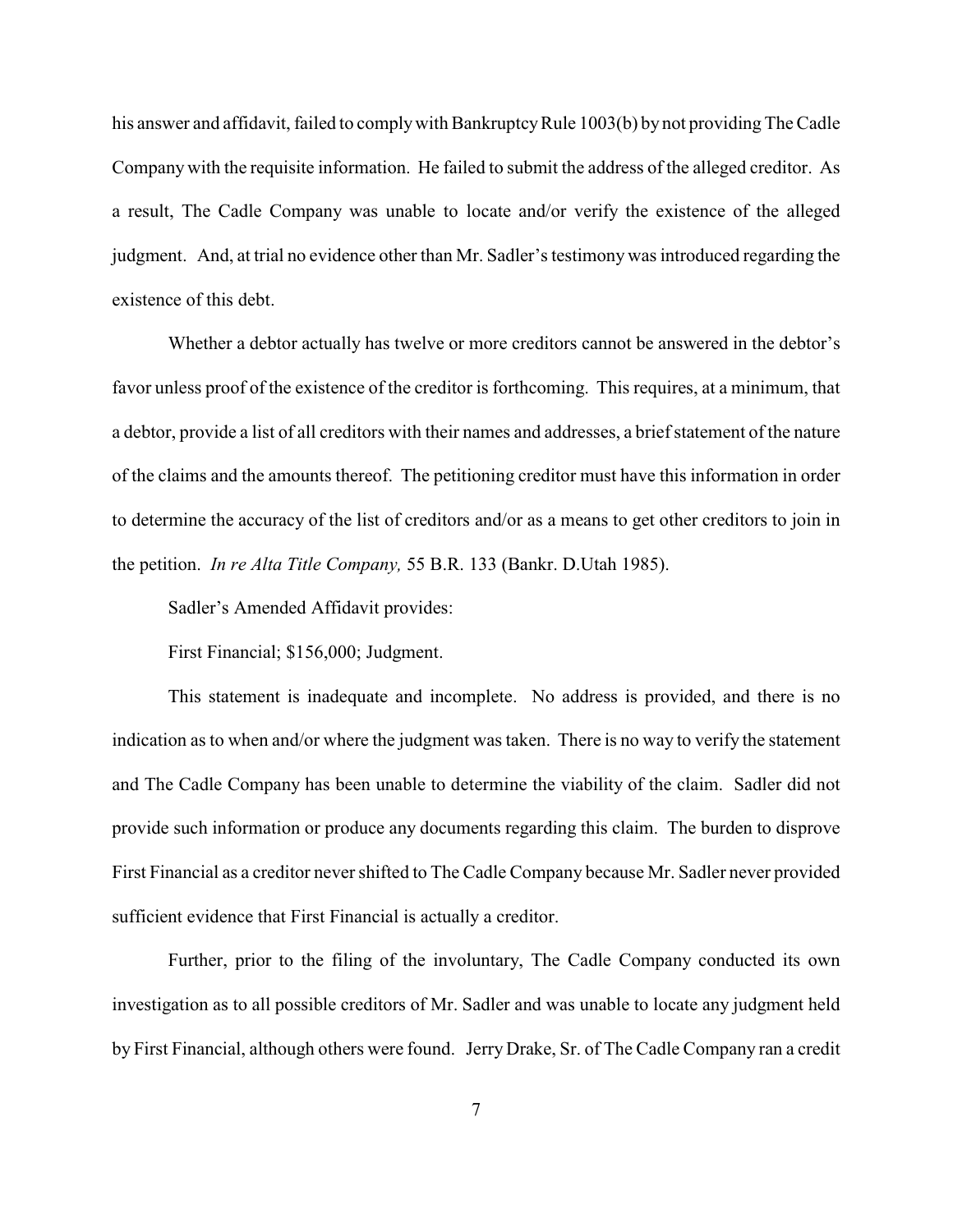his answer and affidavit, failed to comply with Bankruptcy Rule 1003(b) by not providing The Cadle Company with the requisite information. He failed to submit the address of the alleged creditor. As a result, The Cadle Company was unable to locate and/or verify the existence of the alleged judgment. And, at trial no evidence other than Mr. Sadler's testimony was introduced regarding the existence of this debt.

Whether a debtor actually has twelve or more creditors cannot be answered in the debtor's favor unless proof of the existence of the creditor is forthcoming. This requires, at a minimum, that a debtor, provide a list of all creditors with their names and addresses, a brief statement of the nature of the claims and the amounts thereof. The petitioning creditor must have this information in order to determine the accuracy of the list of creditors and/or as a means to get other creditors to join in the petition. *In re Alta Title Company,* 55 B.R. 133 (Bankr. D.Utah 1985).

Sadler's Amended Affidavit provides:

First Financial; $156,000; Judgment.

This statement is inadequate and incomplete. No address is provided, and there is no indication as to when and/or where the judgment was taken. There is no way to verify the statement and The Cadle Company has been unable to determine the viability of the claim. Sadler did not provide such information or produce any documents regarding this claim. The burden to disprove First Financial as a creditor never shifted to The Cadle Company because Mr. Sadler never provided sufficient evidence that First Financial is actually a creditor.

Further, prior to the filing of the involuntary, The Cadle Company conducted its own investigation as to all possible creditors of Mr. Sadler and was unable to locate any judgment held by First Financial, although others were found. Jerry Drake, Sr. of The Cadle Company ran a credit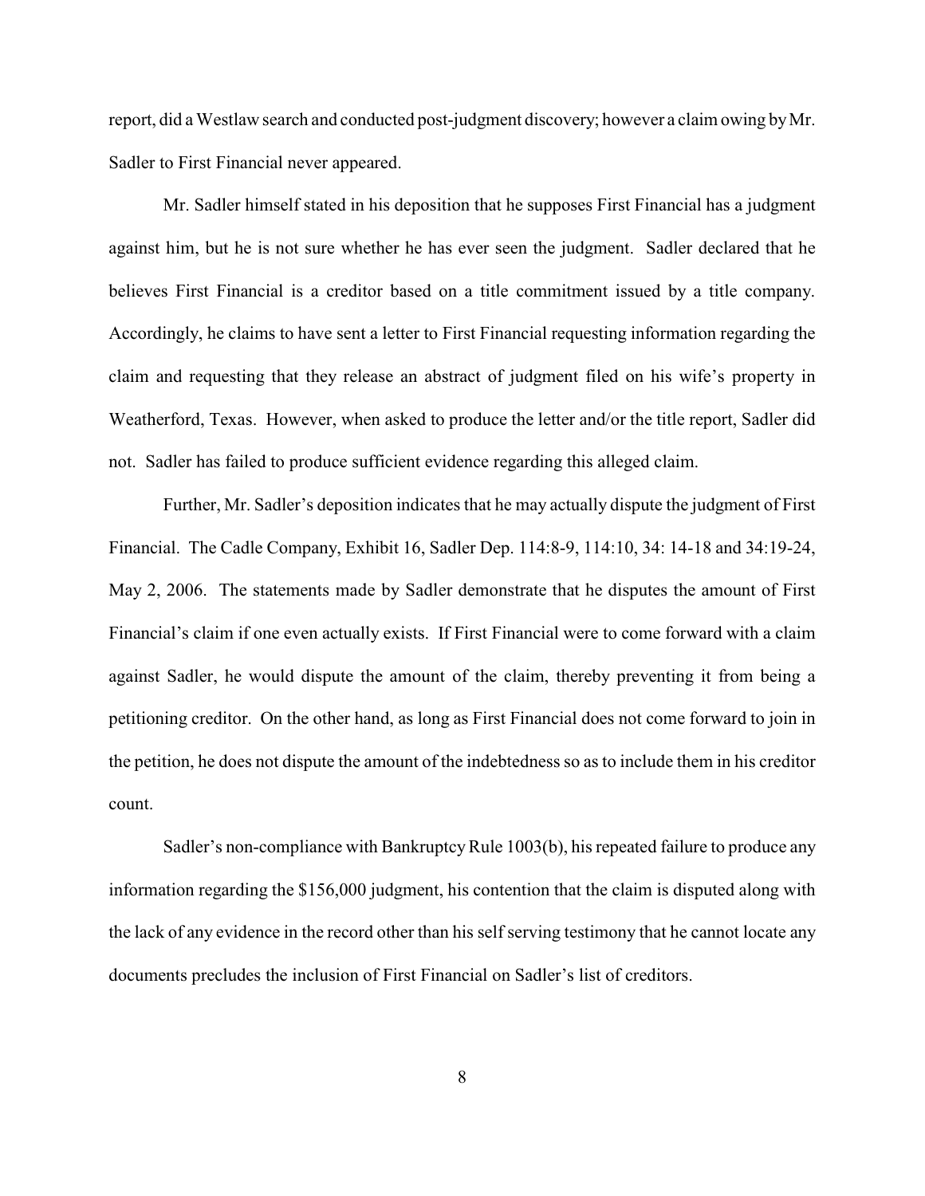report, did a Westlaw search and conducted post-judgment discovery; however a claim owing by Mr. Sadler to First Financial never appeared.

Mr. Sadler himself stated in his deposition that he supposes First Financial has a judgment against him, but he is not sure whether he has ever seen the judgment. Sadler declared that he believes First Financial is a creditor based on a title commitment issued by a title company. Accordingly, he claims to have sent a letter to First Financial requesting information regarding the claim and requesting that they release an abstract of judgment filed on his wife's property in Weatherford, Texas. However, when asked to produce the letter and/or the title report, Sadler did not. Sadler has failed to produce sufficient evidence regarding this alleged claim.

Further, Mr. Sadler's deposition indicates that he may actually dispute the judgment of First Financial. The Cadle Company, Exhibit 16, Sadler Dep. 114:8-9, 114:10, 34: 14-18 and 34:19-24, May 2, 2006. The statements made by Sadler demonstrate that he disputes the amount of First Financial's claim if one even actually exists. If First Financial were to come forward with a claim against Sadler, he would dispute the amount of the claim, thereby preventing it from being a petitioning creditor. On the other hand, as long as First Financial does not come forward to join in the petition, he does not dispute the amount of the indebtedness so as to include them in his creditor count.

Sadler's non-compliance with Bankruptcy Rule 1003(b), his repeated failure to produce any information regarding the $156,000 judgment, his contention that the claim is disputed along with the lack of any evidence in the record other than his self serving testimony that he cannot locate any documents precludes the inclusion of First Financial on Sadler's list of creditors.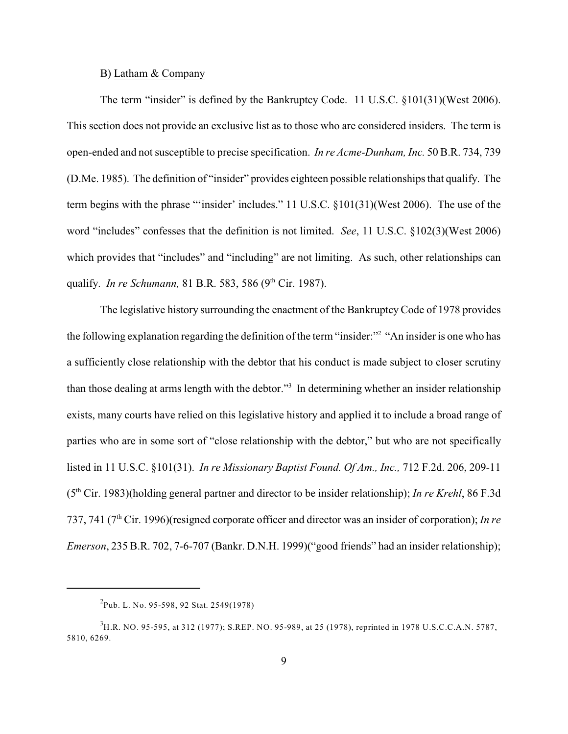B) Latham & Company

The term "insider" is defined by the Bankruptcy Code. 11 U.S.C. §101(31)(West 2006). This section does not provide an exclusive list as to those who are considered insiders. The term is open-ended and not susceptible to precise specification. *In re Acme-Dunham, Inc.* 50 B.R. 734, 739 (D.Me. 1985). The definition of "insider" provides eighteen possible relationships that qualify. The term begins with the phrase "'insider' includes." 11 U.S.C. §101(31)(West 2006). The use of the word "includes" confesses that the definition is not limited. *See*, 11 U.S.C. §102(3)(West 2006) which provides that "includes" and "including" are not limiting. As such, other relationships can qualify. *In re Schumann,* 81 B.R. 583, 586 (9th Cir. 1987).

The legislative history surrounding the enactment of the Bankruptcy Code of 1978 provides the following explanation regarding the definition of the term "insider:"[2] "An insider is one who has a sufficiently close relationship with the debtor that his conduct is made subject to closer scrutiny than those dealing at arms length with the debtor."[3] In determining whether an insider relationship exists, many courts have relied on this legislative history and applied it to include a broad range of parties who are in some sort of "close relationship with the debtor," but who are not specifically listed in 11 U.S.C. §101(31). *In re Missionary Baptist Found. Of Am., Inc.,* 712 F.2d. 206, 209-11 (5th Cir. 1983)(holding general partner and director to be insider relationship); *In re Krehl*, 86 F.3d 737, 741 (7th Cir. 1996)(resigned corporate officer and director was an insider of corporation); *In re Emerson*, 235 B.R. 702, 7-6-707 (Bankr. D.N.H. 1999)("good friends" had an insider relationship);

---

[2] Pub. L. No. 95-598, 92 Stat. 2549(1978)

[3] H.R. NO. 95-595, at 312 (1977); S.REP. NO. 95-989, at 25 (1978), reprinted in 1978 U.S.C.C.A.N. 5787, 5810, 6269.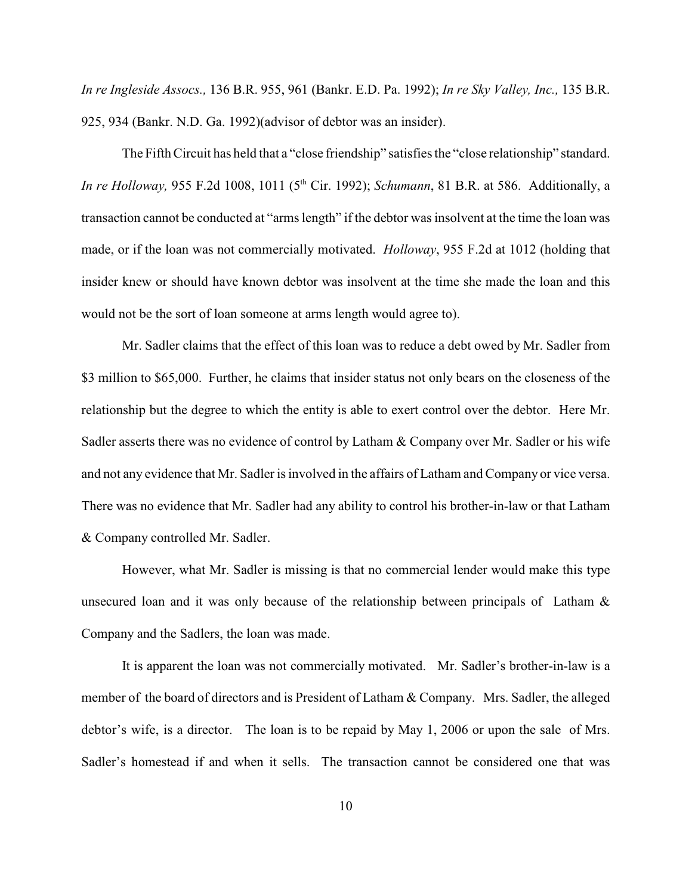*In re Ingleside Assocs.,* 136 B.R. 955, 961 (Bankr. E.D. Pa. 1992); *In re Sky Valley, Inc.,* 135 B.R. 925, 934 (Bankr. N.D. Ga. 1992)(advisor of debtor was an insider).

The Fifth Circuit has held that a "close friendship" satisfies the "close relationship" standard. *In re Holloway,* 955 F.2d 1008, 1011 (5th Cir. 1992); *Schumann*, 81 B.R. at 586. Additionally, a transaction cannot be conducted at "arms length" if the debtor was insolvent at the time the loan was made, or if the loan was not commercially motivated. *Holloway*, 955 F.2d at 1012 (holding that insider knew or should have known debtor was insolvent at the time she made the loan and this would not be the sort of loan someone at arms length would agree to).

Mr. Sadler claims that the effect of this loan was to reduce a debt owed by Mr. Sadler from $3 million to $65,000. Further, he claims that insider status not only bears on the closeness of the relationship but the degree to which the entity is able to exert control over the debtor. Here Mr. Sadler asserts there was no evidence of control by Latham & Company over Mr. Sadler or his wife and not any evidence that Mr. Sadler is involved in the affairs of Latham and Company or vice versa. There was no evidence that Mr. Sadler had any ability to control his brother-in-law or that Latham & Company controlled Mr. Sadler.

However, what Mr. Sadler is missing is that no commercial lender would make this type unsecured loan and it was only because of the relationship between principals of Latham & Company and the Sadlers, the loan was made.

It is apparent the loan was not commercially motivated. Mr. Sadler's brother-in-law is a member of the board of directors and is President of Latham & Company. Mrs. Sadler, the alleged debtor's wife, is a director. The loan is to be repaid by May 1, 2006 or upon the sale of Mrs. Sadler's homestead if and when it sells. The transaction cannot be considered one that was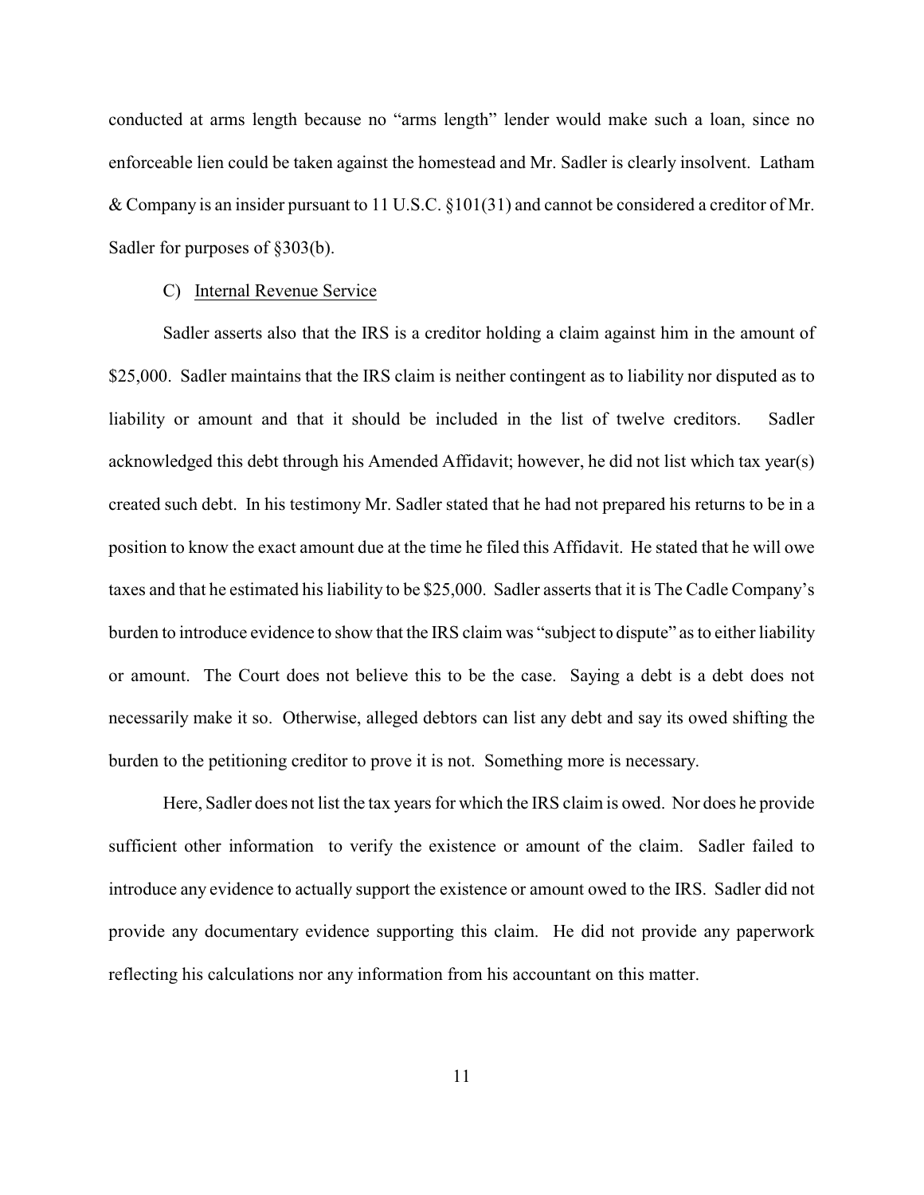conducted at arms length because no "arms length" lender would make such a loan, since no enforceable lien could be taken against the homestead and Mr. Sadler is clearly insolvent. Latham & Company is an insider pursuant to 11 U.S.C. §101(31) and cannot be considered a creditor of Mr. Sadler for purposes of §303(b).

C) Internal Revenue Service

Sadler asserts also that the IRS is a creditor holding a claim against him in the amount of $25,000. Sadler maintains that the IRS claim is neither contingent as to liability nor disputed as to liability or amount and that it should be included in the list of twelve creditors. Sadler acknowledged this debt through his Amended Affidavit; however, he did not list which tax year(s) created such debt. In his testimony Mr. Sadler stated that he had not prepared his returns to be in a position to know the exact amount due at the time he filed this Affidavit. He stated that he will owe taxes and that he estimated his liability to be $25,000. Sadler asserts that it is The Cadle Company's burden to introduce evidence to show that the IRS claim was "subject to dispute" as to either liability or amount. The Court does not believe this to be the case. Saying a debt is a debt does not necessarily make it so. Otherwise, alleged debtors can list any debt and say its owed shifting the burden to the petitioning creditor to prove it is not. Something more is necessary.

Here, Sadler does not list the tax years for which the IRS claim is owed. Nor does he provide sufficient other information to verify the existence or amount of the claim. Sadler failed to introduce any evidence to actually support the existence or amount owed to the IRS. Sadler did not provide any documentary evidence supporting this claim. He did not provide any paperwork reflecting his calculations nor any information from his accountant on this matter.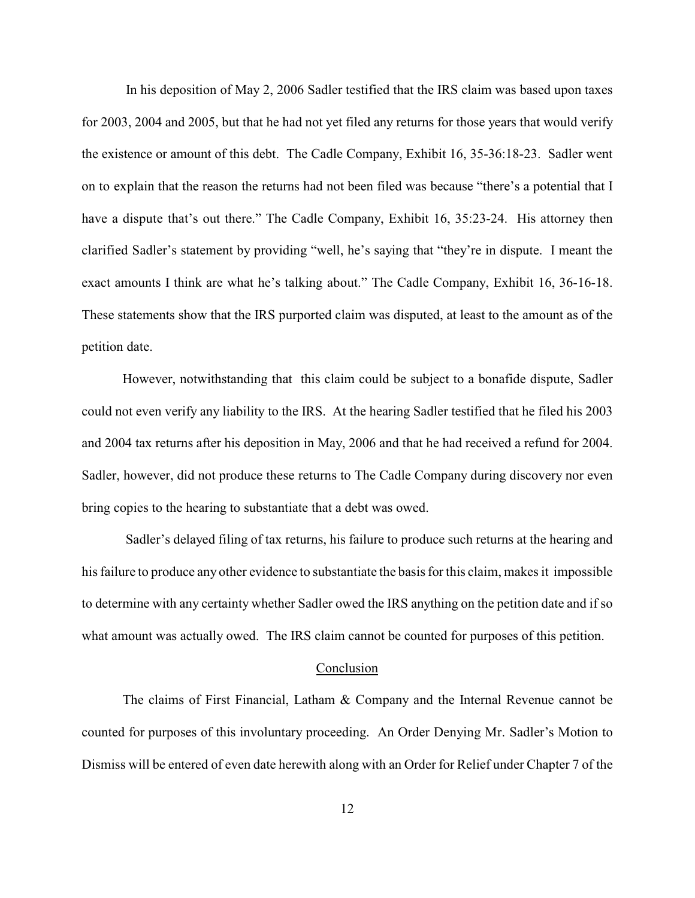In his deposition of May 2, 2006 Sadler testified that the IRS claim was based upon taxes for 2003, 2004 and 2005, but that he had not yet filed any returns for those years that would verify the existence or amount of this debt. The Cadle Company, Exhibit 16, 35-36:18-23. Sadler went on to explain that the reason the returns had not been filed was because "there's a potential that I have a dispute that's out there." The Cadle Company, Exhibit 16, 35:23-24. His attorney then clarified Sadler's statement by providing "well, he's saying that "they're in dispute. I meant the exact amounts I think are what he's talking about." The Cadle Company, Exhibit 16, 36-16-18. These statements show that the IRS purported claim was disputed, at least to the amount as of the petition date.

However, notwithstanding that this claim could be subject to a bonafide dispute, Sadler could not even verify any liability to the IRS. At the hearing Sadler testified that he filed his 2003 and 2004 tax returns after his deposition in May, 2006 and that he had received a refund for 2004. Sadler, however, did not produce these returns to The Cadle Company during discovery nor even bring copies to the hearing to substantiate that a debt was owed.

Sadler's delayed filing of tax returns, his failure to produce such returns at the hearing and his failure to produce any other evidence to substantiate the basis for this claim, makes it impossible to determine with any certainty whether Sadler owed the IRS anything on the petition date and if so what amount was actually owed. The IRS claim cannot be counted for purposes of this petition.

## Conclusion

The claims of First Financial, Latham & Company and the Internal Revenue cannot be counted for purposes of this involuntary proceeding. An Order Denying Mr. Sadler's Motion to Dismiss will be entered of even date herewith along with an Order for Relief under Chapter 7 of the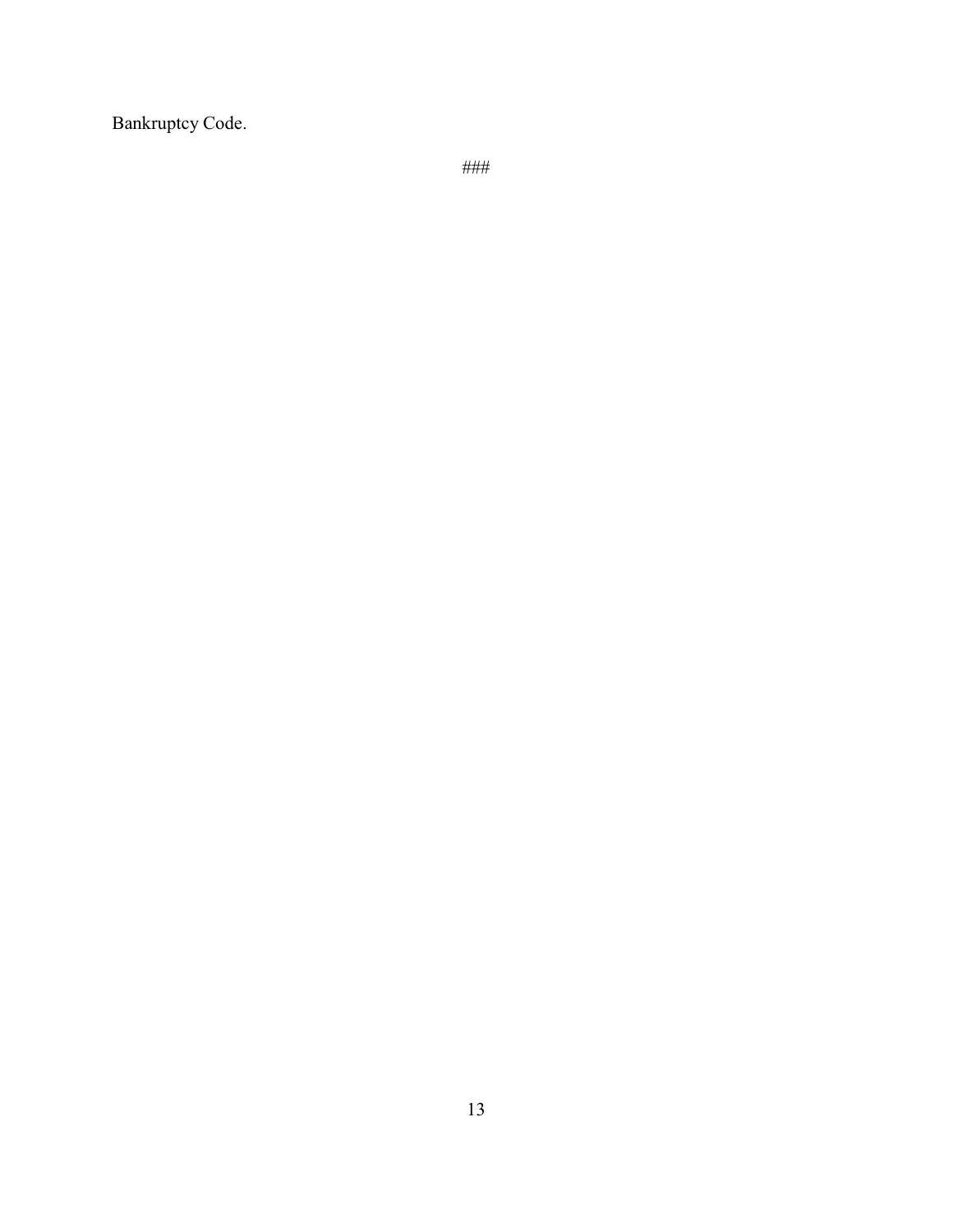Bankruptcy Code.

###